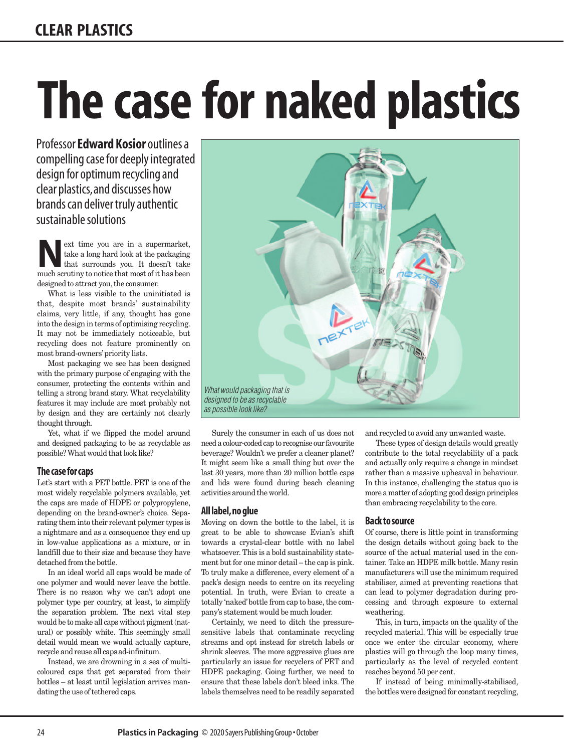# The case for naked plastics

Professor **Edward Kosior** outlines a compelling case for deeply integrated design for optimum recycling and clear plastics, and discusses how brands can deliver truly authentic sustainable solutions

Next time you are in a supermarket, take a long hard look at the packaging that surrounds you. It doesn't take much scrutiny to notice that most of it has been designed to attract you, the consumer.

What is less visible to the uninitiated is that, despite most brands' sustainability claims, very little, if any, thought has gone into the design in terms of optimising recycling. It may not be immediately noticeable, but recycling does not feature prominently on most brand-owners' priority lists.

Most packaging we see has been designed with the primary purpose of engaging with the consumer, protecting the contents within and telling a strong brand story. What recyclability features it may include are most probably not by design and they are certainly not clearly thought through.

Yet, what if we flipped the model around and designed packaging to be as recyclable as possible? What would that look like?

*What would packaging that is designed to be as recyclable as possible look like?*

## The case for caps

Let's start with a PET bottle. PET is one of the most widely recyclable polymers available, yet the caps are made of HDPE or polypropylene, depending on the brand-owner's choice. Separating them into their relevant polymer types is a nightmare and as a consequence they end up in low-value applications as a mixture, or in landfill due to their size and because they have detached from the bottle.

In an ideal world all caps would be made of one polymer and would never leave the bottle. There is no reason why we can't adopt one polymer type per country, at least, to simplify the separation problem. The next vital step would be to make all caps without pigment (natural) or possibly white. This seemingly small detail would mean we would actually capture, recycle and reuse all caps ad-infinitum.

Instead, we are drowning in a sea of multi-coloured caps that get separated from their bottles – at least until legislation arrives mandating the use of tethered caps.

Surely the consumer in each of us does not need a colour-coded cap to recognise our favourite beverage? Wouldn't we prefer a cleaner planet? It might seem like a small thing but over the last 30 years, more than 20 million bottle caps and lids were found during beach cleaning activities around the world.

## All label, no glue

Moving on down the bottle to the label, it is great to be able to showcase Evian's shift towards a crystal-clear bottle with no label whatsoever. This is a bold sustainability statement but for one minor detail – the cap is pink. To truly make a difference, every element of a pack's design needs to centre on its recycling potential. In truth, were Evian to create a totally 'naked' bottle from cap to base, the company's statement would be much louder.

Certainly, we need to ditch the pressure-sensitive labels that contaminate recycling streams and opt instead for stretch labels or shrink sleeves. The more aggressive glues are particularly an issue for recyclers of PET and HDPE packaging. Going further, we need to ensure that these labels don't bleed inks. The labels themselves need to be readily separated and recycled to avoid any unwanted waste.

These types of design details would greatly contribute to the total recyclability of a pack and actually only require a change in mindset rather than a massive upheaval in behaviour. In this instance, challenging the status quo is more a matter of adopting good design principles than embracing recyclability to the core.

## Back to source

Of course, there is little point in transforming the design details without going back to the source of the actual material used in the container. Take an HDPE milk bottle. Many resin manufacturers will use the minimum required stabiliser, aimed at preventing reactions that can lead to polymer degradation during processing and through exposure to external weathering.

This, in turn, impacts on the quality of the recycled material. This will be especially true once we enter the circular economy, where plastics will go through the loop many times, particularly as the level of recycled content reaches beyond 50 per cent.

If instead of being minimally-stabilised, the bottles were designed for constant recycling,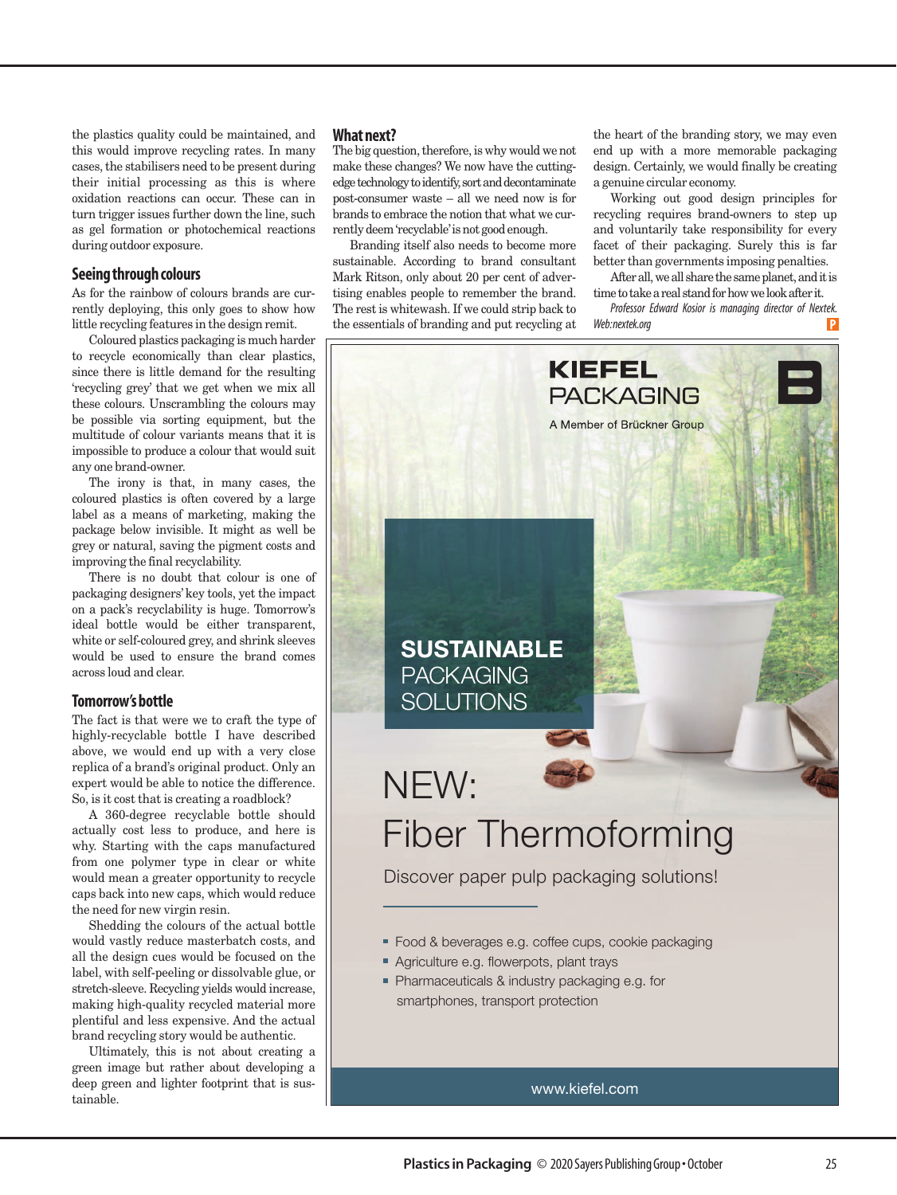the plastics quality could be maintained, and this would improve recycling rates. In many cases, the stabilisers need to be present during their initial processing as this is where oxidation reactions can occur. These can in turn trigger issues further down the line, such as gel formation or photochemical reactions during outdoor exposure.

## Seeing through colours

As for the rainbow of colours brands are currently deploying, this only goes to show how little recycling features in the design remit.

Coloured plastics packaging is much harder to recycle economically than clear plastics, since there is little demand for the resulting 'recycling grey' that we get when we mix all these colours. Unscrambling the colours may be possible via sorting equipment, but the multitude of colour variants means that it is impossible to produce a colour that would suit any one brand-owner.

The irony is that, in many cases, the coloured plastics is often covered by a large label as a means of marketing, making the package below invisible. It might as well be grey or natural, saving the pigment costs and improving the final recyclability.

There is no doubt that colour is one of packaging designers' key tools, yet the impact on a pack's recyclability is huge. Tomorrow's ideal bottle would be either transparent, white or self-coloured grey, and shrink sleeves would be used to ensure the brand comes across loud and clear.

## Tomorrow's bottle

The fact is that were we to craft the type of highly-recyclable bottle I have described above, we would end up with a very close replica of a brand's original product. Only an expert would be able to notice the difference. So, is it cost that is creating a roadblock?

A 360-degree recyclable bottle should actually cost less to produce, and here is why. Starting with the caps manufactured from one polymer type in clear or white would mean a greater opportunity to recycle caps back into new caps, which would reduce the need for new virgin resin.

Shedding the colours of the actual bottle would vastly reduce masterbatch costs, and all the design cues would be focused on the label, with self-peeling or dissolvable glue, or stretch-sleeve. Recycling yields would increase, making high-quality recycled material more plentiful and less expensive. And the actual brand recycling story would be authentic.

Ultimately, this is not about creating a green image but rather about developing a deep green and lighter footprint that is sustainable.

## What next?

The big question, therefore, is why would we not make these changes? We now have the cutting-edge technology to identify, sort and decontaminate post-consumer waste – all we need now is for brands to embrace the notion that what we currently deem 'recyclable' is not good enough.

Branding itself also needs to become more sustainable. According to brand consultant Mark Ritson, only about 20 per cent of advertising enables people to remember the brand. The rest is whitewash. If we could strip back to the essentials of branding and put recycling at the heart of the branding story, we may even end up with a more memorable packaging design. Certainly, we would finally be creating a genuine circular economy.

Working out good design principles for recycling requires brand-owners to step up and voluntarily take responsibility for every facet of their packaging. Surely this is far better than governments imposing penalties.

After all, we all share the same planet, and it is time to take a real stand for how we look after it.

*Professor Edward Kosior is managing director of Nextek.*
*Web:nextek.org*

KIEFEL PACKAGING
A Member of Brückner Group

**SUSTAINABLE** PACKAGING SOLUTIONS

NEW:
Fiber Thermoforming

Discover paper pulp packaging solutions!

- Food & beverages e.g. coffee cups, cookie packaging
- Agriculture e.g. flowerpots, plant trays
- Pharmaceuticals & industry packaging e.g. for smartphones, transport protection

www.kiefel.com